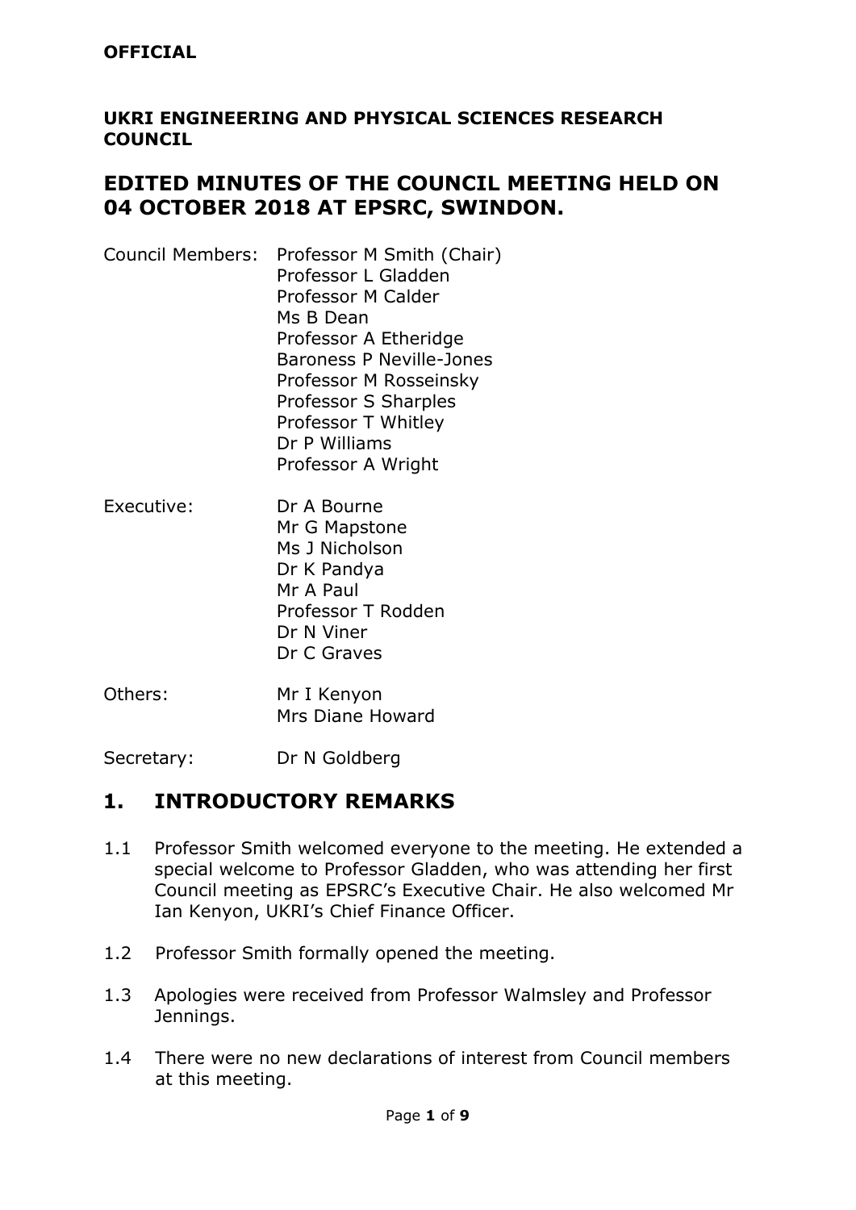**OFFICIAL**

**UKRI ENGINEERING AND PHYSICAL SCIENCES RESEARCH COUNCIL**

# EDITED MINUTES OF THE COUNCIL MEETING HELD ON 04 OCTOBER 2018 AT EPSRC, SWINDON.

| | |
|---|---|
| Council Members: | Professor M Smith (Chair) |
| | Professor L Gladden |
| | Professor M Calder |
| | Ms B Dean |
| | Professor A Etheridge |
| | Baroness P Neville-Jones |
| | Professor M Rosseinsky |
| | Professor S Sharples |
| | Professor T Whitley |
| | Dr P Williams |
| | Professor A Wright |
| Executive: | Dr A Bourne |
| | Mr G Mapstone |
| | Ms J Nicholson |
| | Dr K Pandya |
| | Mr A Paul |
| | Professor T Rodden |
| | Dr N Viner |
| | Dr C Graves |
| Others: | Mr I Kenyon |
| | Mrs Diane Howard |
| Secretary: | Dr N Goldberg |

## 1. INTRODUCTORY REMARKS

1.1 Professor Smith welcomed everyone to the meeting. He extended a special welcome to Professor Gladden, who was attending her first Council meeting as EPSRC's Executive Chair. He also welcomed Mr Ian Kenyon, UKRI's Chief Finance Officer.

1.2 Professor Smith formally opened the meeting.

1.3 Apologies were received from Professor Walmsley and Professor Jennings.

1.4 There were no new declarations of interest from Council members at this meeting.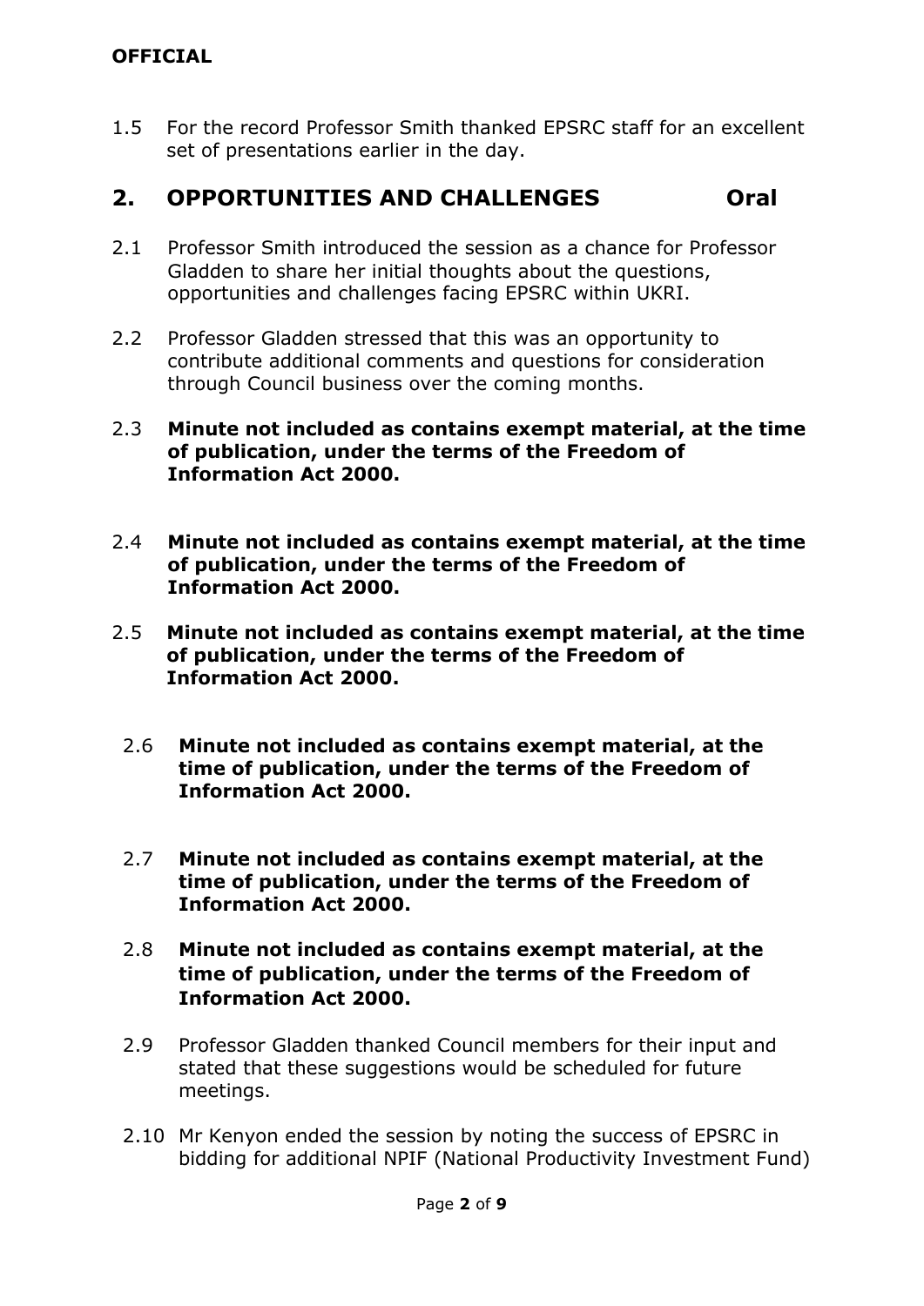1.5 For the record Professor Smith thanked EPSRC staff for an excellent set of presentations earlier in the day.

## 2. OPPORTUNITIES AND CHALLENGES Oral

2.1 Professor Smith introduced the session as a chance for Professor Gladden to share her initial thoughts about the questions, opportunities and challenges facing EPSRC within UKRI.

2.2 Professor Gladden stressed that this was an opportunity to contribute additional comments and questions for consideration through Council business over the coming months.

2.3 **Minute not included as contains exempt material, at the time of publication, under the terms of the Freedom of Information Act 2000.**

2.4 **Minute not included as contains exempt material, at the time of publication, under the terms of the Freedom of Information Act 2000.**

2.5 **Minute not included as contains exempt material, at the time of publication, under the terms of the Freedom of Information Act 2000.**

2.6 **Minute not included as contains exempt material, at the time of publication, under the terms of the Freedom of Information Act 2000.**

2.7 **Minute not included as contains exempt material, at the time of publication, under the terms of the Freedom of Information Act 2000.**

2.8 **Minute not included as contains exempt material, at the time of publication, under the terms of the Freedom of Information Act 2000.**

2.9 Professor Gladden thanked Council members for their input and stated that these suggestions would be scheduled for future meetings.

2.10 Mr Kenyon ended the session by noting the success of EPSRC in bidding for additional NPIF (National Productivity Investment Fund)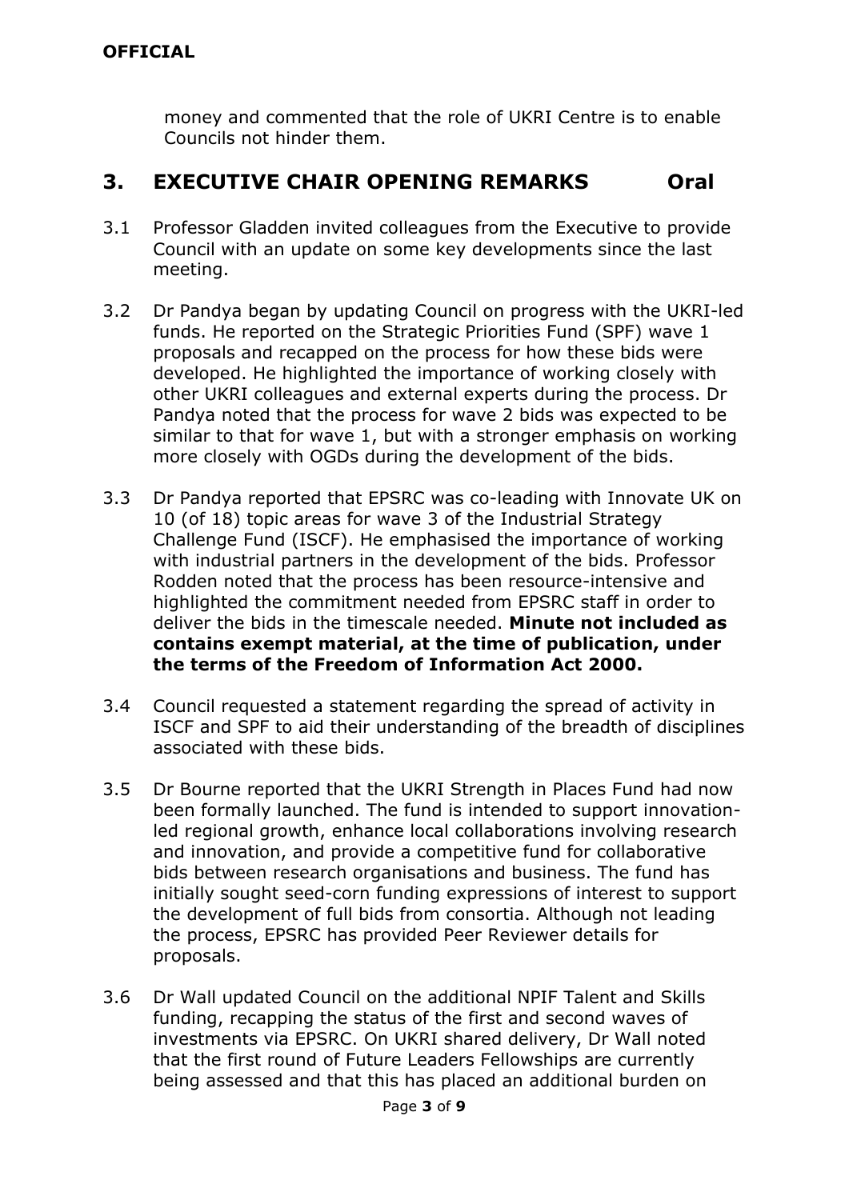**OFFICIAL**

money and commented that the role of UKRI Centre is to enable Councils not hinder them.

## 3. EXECUTIVE CHAIR OPENING REMARKS Oral

3.1 Professor Gladden invited colleagues from the Executive to provide Council with an update on some key developments since the last meeting.

3.2 Dr Pandya began by updating Council on progress with the UKRI-led funds. He reported on the Strategic Priorities Fund (SPF) wave 1 proposals and recapped on the process for how these bids were developed. He highlighted the importance of working closely with other UKRI colleagues and external experts during the process. Dr Pandya noted that the process for wave 2 bids was expected to be similar to that for wave 1, but with a stronger emphasis on working more closely with OGDs during the development of the bids.

3.3 Dr Pandya reported that EPSRC was co-leading with Innovate UK on 10 (of 18) topic areas for wave 3 of the Industrial Strategy Challenge Fund (ISCF). He emphasised the importance of working with industrial partners in the development of the bids. Professor Rodden noted that the process has been resource-intensive and highlighted the commitment needed from EPSRC staff in order to deliver the bids in the timescale needed. **Minute not included as contains exempt material, at the time of publication, under the terms of the Freedom of Information Act 2000.**

3.4 Council requested a statement regarding the spread of activity in ISCF and SPF to aid their understanding of the breadth of disciplines associated with these bids.

3.5 Dr Bourne reported that the UKRI Strength in Places Fund had now been formally launched. The fund is intended to support innovation-led regional growth, enhance local collaborations involving research and innovation, and provide a competitive fund for collaborative bids between research organisations and business. The fund has initially sought seed-corn funding expressions of interest to support the development of full bids from consortia. Although not leading the process, EPSRC has provided Peer Reviewer details for proposals.

3.6 Dr Wall updated Council on the additional NPIF Talent and Skills funding, recapping the status of the first and second waves of investments via EPSRC. On UKRI shared delivery, Dr Wall noted that the first round of Future Leaders Fellowships are currently being assessed and that this has placed an additional burden on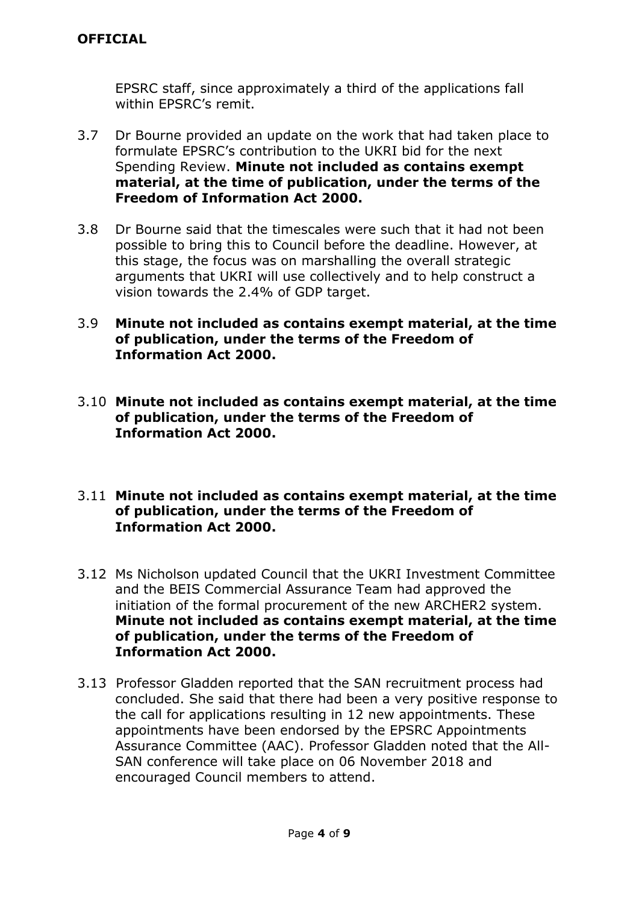EPSRC staff, since approximately a third of the applications fall within EPSRC's remit.

3.7 Dr Bourne provided an update on the work that had taken place to formulate EPSRC's contribution to the UKRI bid for the next Spending Review. **Minute not included as contains exempt material, at the time of publication, under the terms of the Freedom of Information Act 2000.**

3.8 Dr Bourne said that the timescales were such that it had not been possible to bring this to Council before the deadline. However, at this stage, the focus was on marshalling the overall strategic arguments that UKRI will use collectively and to help construct a vision towards the 2.4% of GDP target.

3.9 **Minute not included as contains exempt material, at the time of publication, under the terms of the Freedom of Information Act 2000.**

3.10 **Minute not included as contains exempt material, at the time of publication, under the terms of the Freedom of Information Act 2000.**

3.11 **Minute not included as contains exempt material, at the time of publication, under the terms of the Freedom of Information Act 2000.**

3.12 Ms Nicholson updated Council that the UKRI Investment Committee and the BEIS Commercial Assurance Team had approved the initiation of the formal procurement of the new ARCHER2 system. **Minute not included as contains exempt material, at the time of publication, under the terms of the Freedom of Information Act 2000.**

3.13 Professor Gladden reported that the SAN recruitment process had concluded. She said that there had been a very positive response to the call for applications resulting in 12 new appointments. These appointments have been endorsed by the EPSRC Appointments Assurance Committee (AAC). Professor Gladden noted that the All-SAN conference will take place on 06 November 2018 and encouraged Council members to attend.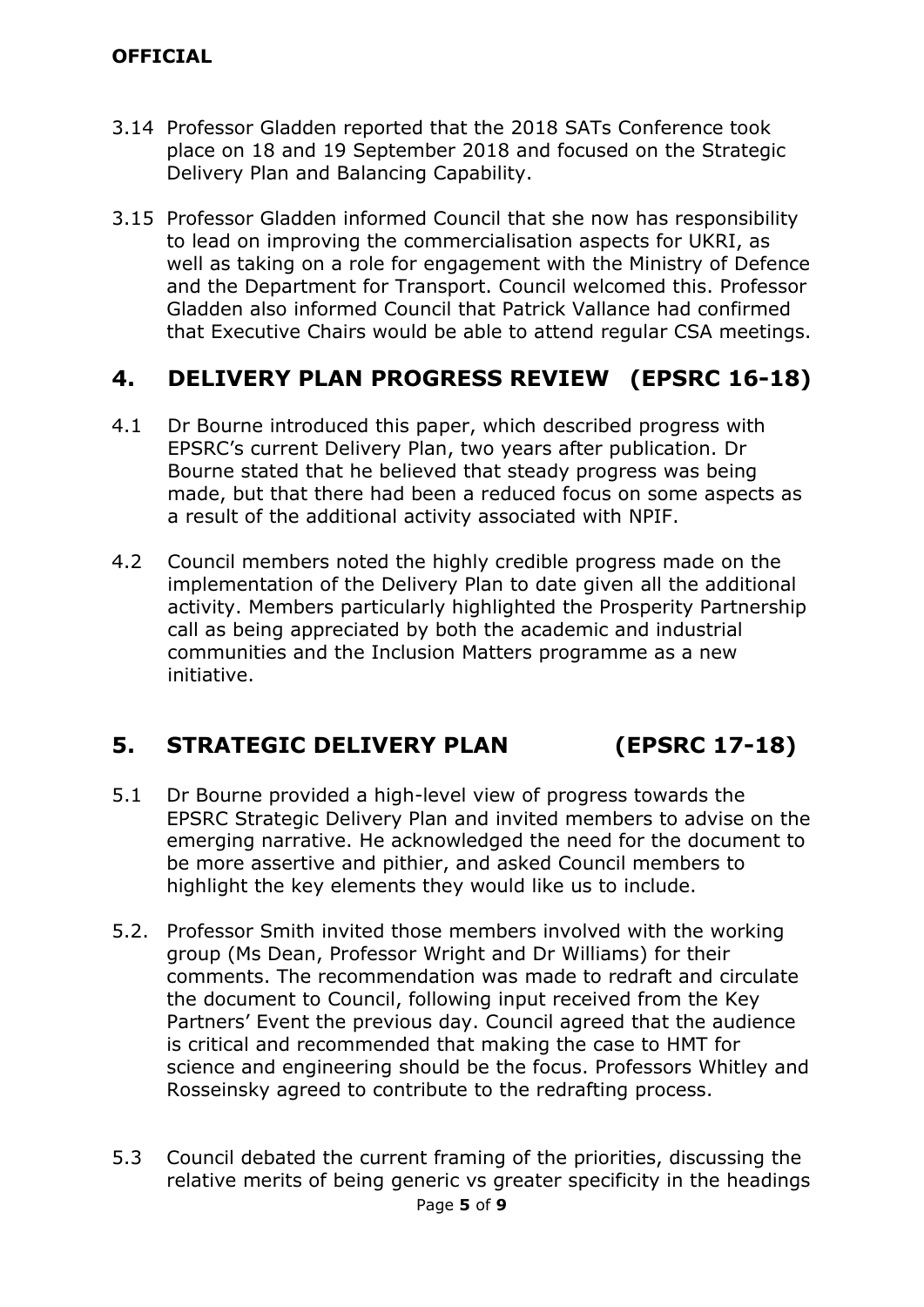3.14 Professor Gladden reported that the 2018 SATs Conference took place on 18 and 19 September 2018 and focused on the Strategic Delivery Plan and Balancing Capability.

3.15 Professor Gladden informed Council that she now has responsibility to lead on improving the commercialisation aspects for UKRI, as well as taking on a role for engagement with the Ministry of Defence and the Department for Transport. Council welcomed this. Professor Gladden also informed Council that Patrick Vallance had confirmed that Executive Chairs would be able to attend regular CSA meetings.

## 4. DELIVERY PLAN PROGRESS REVIEW (EPSRC 16-18)

4.1 Dr Bourne introduced this paper, which described progress with EPSRC's current Delivery Plan, two years after publication. Dr Bourne stated that he believed that steady progress was being made, but that there had been a reduced focus on some aspects as a result of the additional activity associated with NPIF.

4.2 Council members noted the highly credible progress made on the implementation of the Delivery Plan to date given all the additional activity. Members particularly highlighted the Prosperity Partnership call as being appreciated by both the academic and industrial communities and the Inclusion Matters programme as a new initiative.

## 5. STRATEGIC DELIVERY PLAN (EPSRC 17-18)

5.1 Dr Bourne provided a high-level view of progress towards the EPSRC Strategic Delivery Plan and invited members to advise on the emerging narrative. He acknowledged the need for the document to be more assertive and pithier, and asked Council members to highlight the key elements they would like us to include.

5.2. Professor Smith invited those members involved with the working group (Ms Dean, Professor Wright and Dr Williams) for their comments. The recommendation was made to redraft and circulate the document to Council, following input received from the Key Partners' Event the previous day. Council agreed that the audience is critical and recommended that making the case to HMT for science and engineering should be the focus. Professors Whitley and Rosseinsky agreed to contribute to the redrafting process.

5.3 Council debated the current framing of the priorities, discussing the relative merits of being generic vs greater specificity in the headings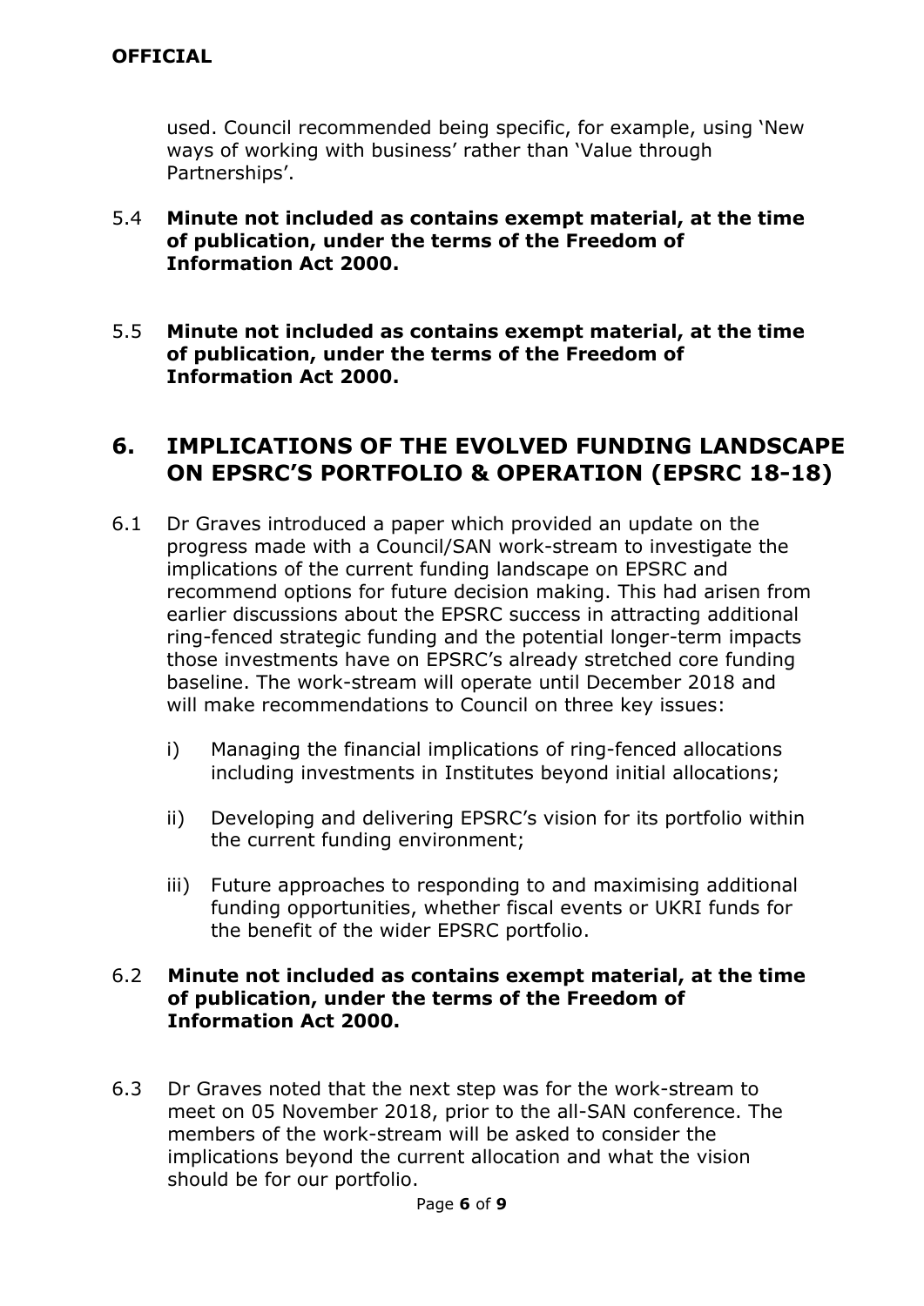used. Council recommended being specific, for example, using 'New ways of working with business' rather than 'Value through Partnerships'.

5.4 **Minute not included as contains exempt material, at the time of publication, under the terms of the Freedom of Information Act 2000.**

5.5 **Minute not included as contains exempt material, at the time of publication, under the terms of the Freedom of Information Act 2000.**

## 6. IMPLICATIONS OF THE EVOLVED FUNDING LANDSCAPE ON EPSRC'S PORTFOLIO & OPERATION (EPSRC 18-18)

6.1 Dr Graves introduced a paper which provided an update on the progress made with a Council/SAN work-stream to investigate the implications of the current funding landscape on EPSRC and recommend options for future decision making. This had arisen from earlier discussions about the EPSRC success in attracting additional ring-fenced strategic funding and the potential longer-term impacts those investments have on EPSRC's already stretched core funding baseline. The work-stream will operate until December 2018 and will make recommendations to Council on three key issues:

   i) Managing the financial implications of ring-fenced allocations including investments in Institutes beyond initial allocations;

   ii) Developing and delivering EPSRC's vision for its portfolio within the current funding environment;

   iii) Future approaches to responding to and maximising additional funding opportunities, whether fiscal events or UKRI funds for the benefit of the wider EPSRC portfolio.

6.2 **Minute not included as contains exempt material, at the time of publication, under the terms of the Freedom of Information Act 2000.**

6.3 Dr Graves noted that the next step was for the work-stream to meet on 05 November 2018, prior to the all-SAN conference. The members of the work-stream will be asked to consider the implications beyond the current allocation and what the vision should be for our portfolio.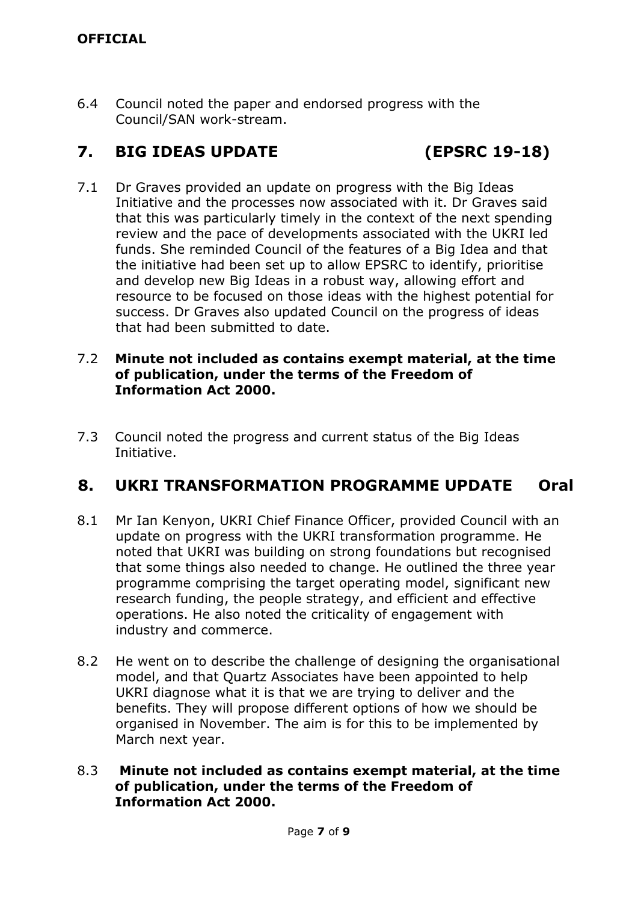**OFFICIAL**

6.4 Council noted the paper and endorsed progress with the Council/SAN work-stream.

## 7. BIG IDEAS UPDATE (EPSRC 19-18)

7.1 Dr Graves provided an update on progress with the Big Ideas Initiative and the processes now associated with it. Dr Graves said that this was particularly timely in the context of the next spending review and the pace of developments associated with the UKRI led funds. She reminded Council of the features of a Big Idea and that the initiative had been set up to allow EPSRC to identify, prioritise and develop new Big Ideas in a robust way, allowing effort and resource to be focused on those ideas with the highest potential for success. Dr Graves also updated Council on the progress of ideas that had been submitted to date.

7.2 **Minute not included as contains exempt material, at the time of publication, under the terms of the Freedom of Information Act 2000.**

7.3 Council noted the progress and current status of the Big Ideas Initiative.

## 8. UKRI TRANSFORMATION PROGRAMME UPDATE Oral

8.1 Mr Ian Kenyon, UKRI Chief Finance Officer, provided Council with an update on progress with the UKRI transformation programme. He noted that UKRI was building on strong foundations but recognised that some things also needed to change. He outlined the three year programme comprising the target operating model, significant new research funding, the people strategy, and efficient and effective operations. He also noted the criticality of engagement with industry and commerce.

8.2 He went on to describe the challenge of designing the organisational model, and that Quartz Associates have been appointed to help UKRI diagnose what it is that we are trying to deliver and the benefits. They will propose different options of how we should be organised in November. The aim is for this to be implemented by March next year.

8.3 **Minute not included as contains exempt material, at the time of publication, under the terms of the Freedom of Information Act 2000.**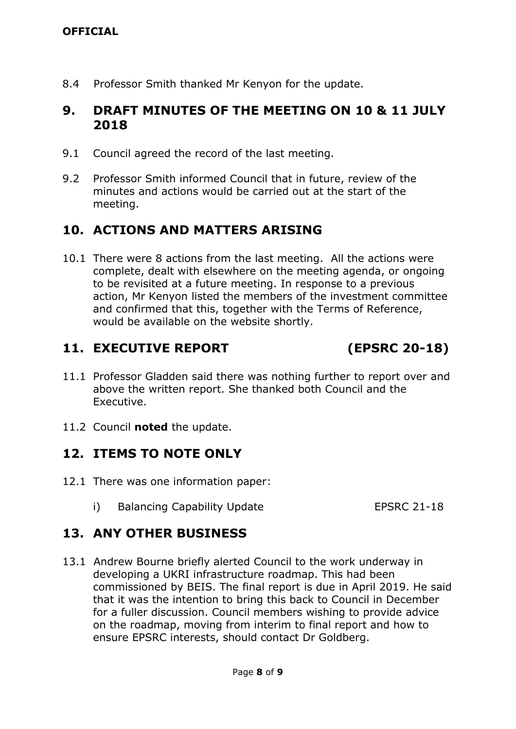8.4 Professor Smith thanked Mr Kenyon for the update.

## 9. DRAFT MINUTES OF THE MEETING ON 10 & 11 JULY 2018

9.1 Council agreed the record of the last meeting.

9.2 Professor Smith informed Council that in future, review of the minutes and actions would be carried out at the start of the meeting.

## 10. ACTIONS AND MATTERS ARISING

10.1 There were 8 actions from the last meeting. All the actions were complete, dealt with elsewhere on the meeting agenda, or ongoing to be revisited at a future meeting. In response to a previous action, Mr Kenyon listed the members of the investment committee and confirmed that this, together with the Terms of Reference, would be available on the website shortly.

## 11. EXECUTIVE REPORT (EPSRC 20-18)

11.1 Professor Gladden said there was nothing further to report over and above the written report. She thanked both Council and the Executive.

11.2 Council **noted** the update.

## 12. ITEMS TO NOTE ONLY

12.1 There was one information paper:

i) Balancing Capability Update EPSRC 21-18

## 13. ANY OTHER BUSINESS

13.1 Andrew Bourne briefly alerted Council to the work underway in developing a UKRI infrastructure roadmap. This had been commissioned by BEIS. The final report is due in April 2019. He said that it was the intention to bring this back to Council in December for a fuller discussion. Council members wishing to provide advice on the roadmap, moving from interim to final report and how to ensure EPSRC interests, should contact Dr Goldberg.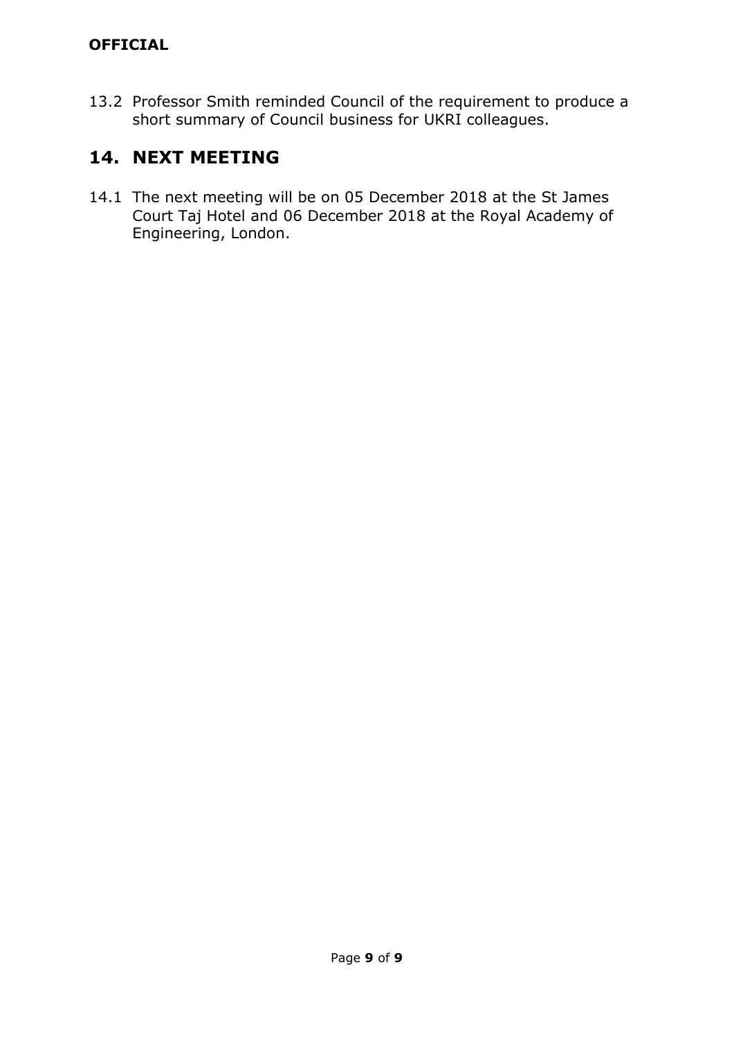13.2 Professor Smith reminded Council of the requirement to produce a short summary of Council business for UKRI colleagues.

## 14. NEXT MEETING

14.1 The next meeting will be on 05 December 2018 at the St James Court Taj Hotel and 06 December 2018 at the Royal Academy of Engineering, London.